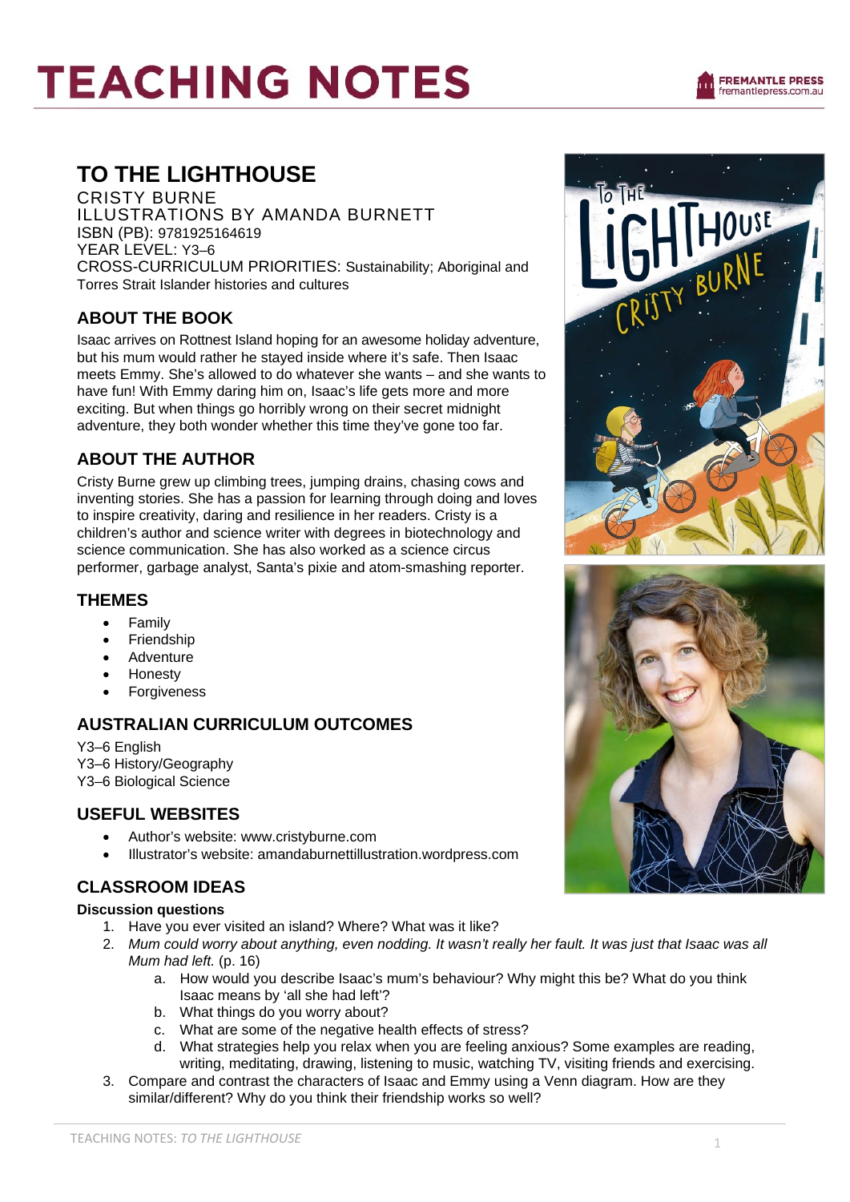# TEACHING NOTES

FREMANTLE PRESS
fremantlepress.com.au

## TO THE LIGHTHOUSE

CRISTY BURNE
ILLUSTRATIONS BY AMANDA BURNETT
ISBN (PB): 9781925164619
YEAR LEVEL: Y3–6
CROSS-CURRICULUM PRIORITIES: Sustainability; Aboriginal and Torres Strait Islander histories and cultures

### ABOUT THE BOOK

Isaac arrives on Rottnest Island hoping for an awesome holiday adventure, but his mum would rather he stayed inside where it's safe. Then Isaac meets Emmy. She's allowed to do whatever she wants – and she wants to have fun! With Emmy daring him on, Isaac's life gets more and more exciting. But when things go horribly wrong on their secret midnight adventure, they both wonder whether this time they've gone too far.

### ABOUT THE AUTHOR

Cristy Burne grew up climbing trees, jumping drains, chasing cows and inventing stories. She has a passion for learning through doing and loves to inspire creativity, daring and resilience in her readers. Cristy is a children's author and science writer with degrees in biotechnology and science communication. She has also worked as a science circus performer, garbage analyst, Santa's pixie and atom-smashing reporter.

### THEMES

- Family
- Friendship
- Adventure
- Honesty
- Forgiveness

### AUSTRALIAN CURRICULUM OUTCOMES

Y3–6 English
Y3–6 History/Geography
Y3–6 Biological Science

### USEFUL WEBSITES

- Author's website: www.cristyburne.com
- Illustrator's website: amandaburnettillustration.wordpress.com

### CLASSROOM IDEAS

**Discussion questions**

1. Have you ever visited an island? Where? What was it like?
2. *Mum could worry about anything, even nodding. It wasn't really her fault. It was just that Isaac was all Mum had left.* (p. 16)
   a. How would you describe Isaac's mum's behaviour? Why might this be? What do you think Isaac means by 'all she had left'?
   b. What things do you worry about?
   c. What are some of the negative health effects of stress?
   d. What strategies help you relax when you are feeling anxious? Some examples are reading, writing, meditating, drawing, listening to music, watching TV, visiting friends and exercising.
3. Compare and contrast the characters of Isaac and Emmy using a Venn diagram. How are they similar/different? Why do you think their friendship works so well?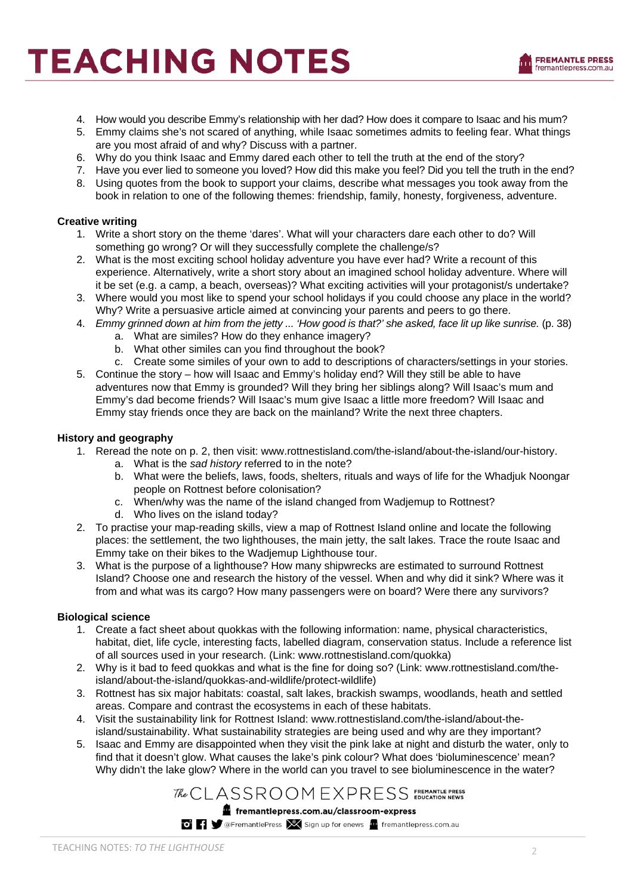4. How would you describe Emmy's relationship with her dad? How does it compare to Isaac and his mum?
5. Emmy claims she's not scared of anything, while Isaac sometimes admits to feeling fear. What things are you most afraid of and why? Discuss with a partner.
6. Why do you think Isaac and Emmy dared each other to tell the truth at the end of the story?
7. Have you ever lied to someone you loved? How did this make you feel? Did you tell the truth in the end?
8. Using quotes from the book to support your claims, describe what messages you took away from the book in relation to one of the following themes: friendship, family, honesty, forgiveness, adventure.

**Creative writing**

1. Write a short story on the theme 'dares'. What will your characters dare each other to do? Will something go wrong? Or will they successfully complete the challenge/s?
2. What is the most exciting school holiday adventure you have ever had? Write a recount of this experience. Alternatively, write a short story about an imagined school holiday adventure. Where will it be set (e.g. a camp, a beach, overseas)? What exciting activities will your protagonist/s undertake?
3. Where would you most like to spend your school holidays if you could choose any place in the world? Why? Write a persuasive article aimed at convincing your parents and peers to go there.
4. *Emmy grinned down at him from the jetty ... 'How good is that?' she asked, face lit up like sunrise.* (p. 38)
   a. What are similes? How do they enhance imagery?
   b. What other similes can you find throughout the book?
   c. Create some similes of your own to add to descriptions of characters/settings in your stories.
5. Continue the story – how will Isaac and Emmy's holiday end? Will they still be able to have adventures now that Emmy is grounded? Will they bring her siblings along? Will Isaac's mum and Emmy's dad become friends? Will Isaac's mum give Isaac a little more freedom? Will Isaac and Emmy stay friends once they are back on the mainland? Write the next three chapters.

**History and geography**

1. Reread the note on p. 2, then visit: www.rottnestisland.com/the-island/about-the-island/our-history.
   a. What is the *sad history* referred to in the note?
   b. What were the beliefs, laws, foods, shelters, rituals and ways of life for the Whadjuk Noongar people on Rottnest before colonisation?
   c. When/why was the name of the island changed from Wadjemup to Rottnest?
   d. Who lives on the island today?
2. To practise your map-reading skills, view a map of Rottnest Island online and locate the following places: the settlement, the two lighthouses, the main jetty, the salt lakes. Trace the route Isaac and Emmy take on their bikes to the Wadjemup Lighthouse tour.
3. What is the purpose of a lighthouse? How many shipwrecks are estimated to surround Rottnest Island? Choose one and research the history of the vessel. When and why did it sink? Where was it from and what was its cargo? How many passengers were on board? Were there any survivors?

**Biological science**

1. Create a fact sheet about quokkas with the following information: name, physical characteristics, habitat, diet, life cycle, interesting facts, labelled diagram, conservation status. Include a reference list of all sources used in your research. (Link: www.rottnestisland.com/quokka)
2. Why is it bad to feed quokkas and what is the fine for doing so? (Link: www.rottnestisland.com/the-island/about-the-island/quokkas-and-wildlife/protect-wildlife)
3. Rottnest has six major habitats: coastal, salt lakes, brackish swamps, woodlands, heath and settled areas. Compare and contrast the ecosystems in each of these habitats.
4. Visit the sustainability link for Rottnest Island: www.rottnestisland.com/the-island/about-the-island/sustainability. What sustainability strategies are being used and why are they important?
5. Isaac and Emmy are disappointed when they visit the pink lake at night and disturb the water, only to find that it doesn't glow. What causes the lake's pink colour? What does 'bioluminescence' mean? Why didn't the lake glow? Where in the world can you travel to see bioluminescence in the water?

The CLASSROOM EXPRESS FREMANTLE PRESS EDUCATION NEWS

fremantlepress.com.au/classroom-express

@FremantlePress Sign up for enews fremantlepress.com.au